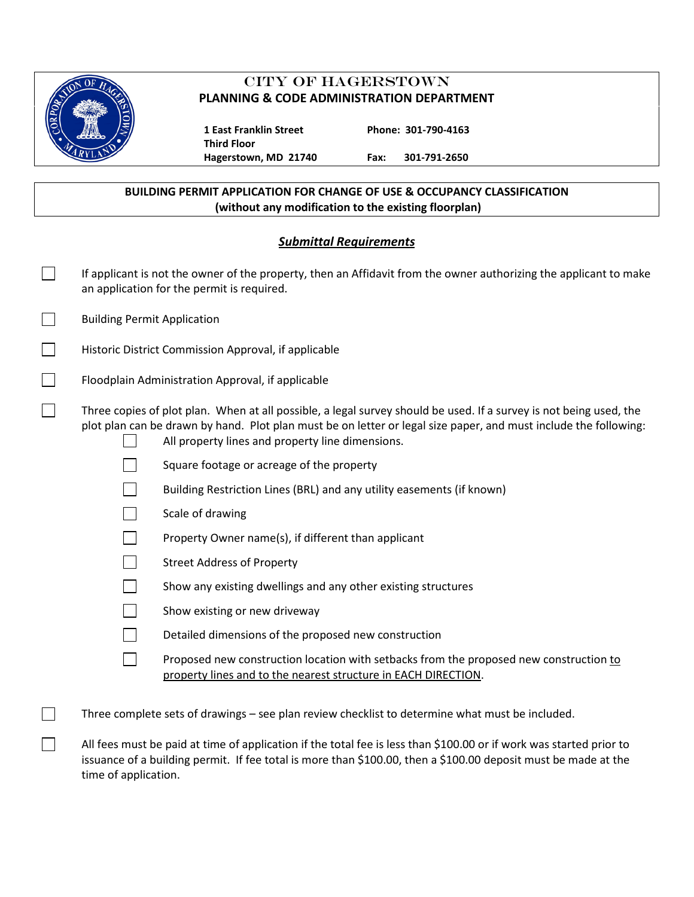# CITY OF HAGERSTOWN

## PLANNING & CODE ADMINISTRATION DEPARTMENT

**1 East Franklin Street**
**Third Floor**
**Hagerstown, MD 21740**

**Phone: 301-790-4163**
**Fax: 301-791-2650**

## BUILDING PERMIT APPLICATION FOR CHANGE OF USE & OCCUPANCY CLASSIFICATION
**(without any modification to the existing floorplan)**

### ***Submittal Requirements***

- [ ] If applicant is not the owner of the property, then an Affidavit from the owner authorizing the applicant to make an application for the permit is required.
- [ ] Building Permit Application
- [ ] Historic District Commission Approval, if applicable
- [ ] Floodplain Administration Approval, if applicable
- [ ] Three copies of plot plan. When at all possible, a legal survey should be used. If a survey is not being used, the plot plan can be drawn by hand. Plot plan must be on letter or legal size paper, and must include the following:
    - [ ] All property lines and property line dimensions.
    - [ ] Square footage or acreage of the property
    - [ ] Building Restriction Lines (BRL) and any utility easements (if known)
    - [ ] Scale of drawing
    - [ ] Property Owner name(s), if different than applicant
    - [ ] Street Address of Property
    - [ ] Show any existing dwellings and any other existing structures
    - [ ] Show existing or new driveway
    - [ ] Detailed dimensions of the proposed new construction
    - [ ] Proposed new construction location with setbacks from the proposed new construction <u>to property lines and to the nearest structure in EACH DIRECTION</u>.
- [ ] Three complete sets of drawings – see plan review checklist to determine what must be included.
- [ ] All fees must be paid at time of application if the total fee is less than $100.00 or if work was started prior to issuance of a building permit. If fee total is more than $100.00, then a $100.00 deposit must be made at the time of application.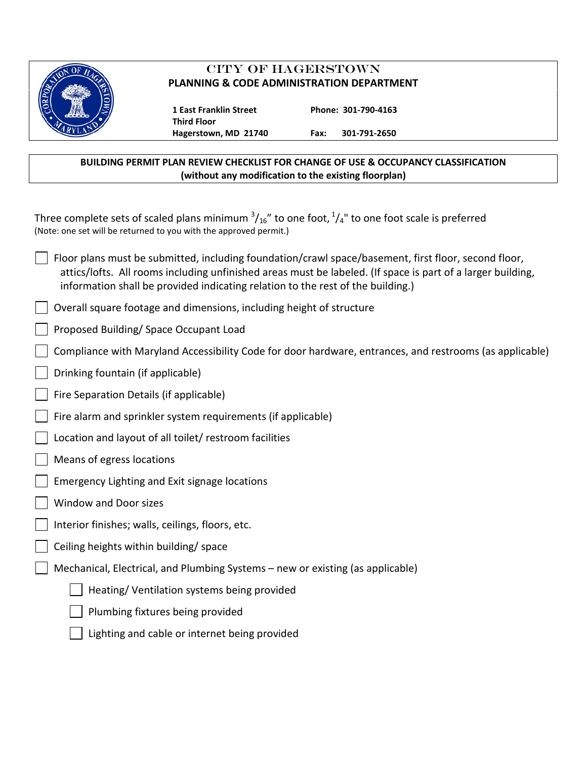# CITY OF HAGERSTOWN
## PLANNING & CODE ADMINISTRATION DEPARTMENT

**1 East Franklin Street**
**Third Floor**
**Hagerstown, MD 21740**

**Phone: 301-790-4163**
**Fax: 301-791-2650**

**BUILDING PERMIT PLAN REVIEW CHECKLIST FOR CHANGE OF USE & OCCUPANCY CLASSIFICATION**
**(without any modification to the existing floorplan)**

Three complete sets of scaled plans minimum $^{3}/_{16}$" to one foot, $^{1}/_{4}$" to one foot scale is preferred
(Note: one set will be returned to you with the approved permit.)

- ☐ Floor plans must be submitted, including foundation/crawl space/basement, first floor, second floor, attics/lofts. All rooms including unfinished areas must be labeled. (If space is part of a larger building, information shall be provided indicating relation to the rest of the building.)
- ☐ Overall square footage and dimensions, including height of structure
- ☐ Proposed Building/ Space Occupant Load
- ☐ Compliance with Maryland Accessibility Code for door hardware, entrances, and restrooms (as applicable)
- ☐ Drinking fountain (if applicable)
- ☐ Fire Separation Details (if applicable)
- ☐ Fire alarm and sprinkler system requirements (if applicable)
- ☐ Location and layout of all toilet/ restroom facilities
- ☐ Means of egress locations
- ☐ Emergency Lighting and Exit signage locations
- ☐ Window and Door sizes
- ☐ Interior finishes; walls, ceilings, floors, etc.
- ☐ Ceiling heights within building/ space
- ☐ Mechanical, Electrical, and Plumbing Systems – new or existing (as applicable)
  - ☐ Heating/ Ventilation systems being provided
  - ☐ Plumbing fixtures being provided
  - ☐ Lighting and cable or internet being provided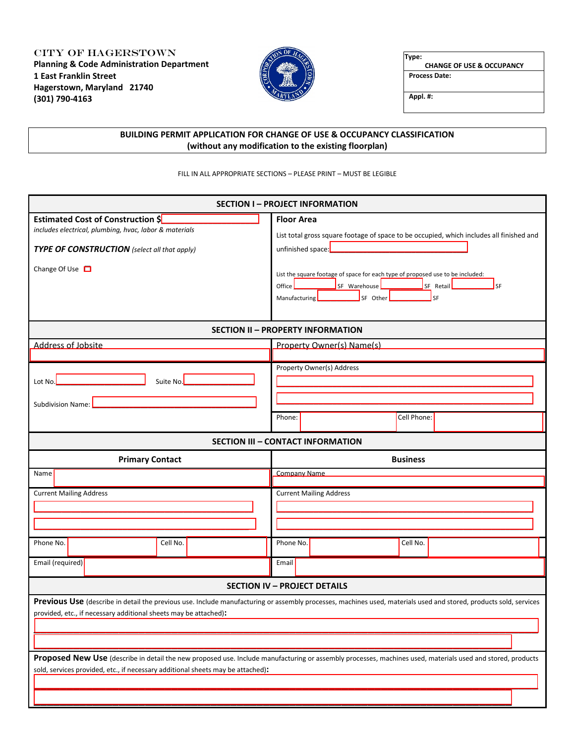CITY OF HAGERSTOWN
**Planning & Code Administration Department**
**1 East Franklin Street**
**Hagerstown, Maryland 21740**
**(301) 790-4163**

| Type: CHANGE OF USE & OCCUPANCY |
|---|
| Process Date: |
| Appl. #: |

**BUILDING PERMIT APPLICATION FOR CHANGE OF USE & OCCUPANCY CLASSIFICATION**
**(without any modification to the existing floorplan)**

FILL IN ALL APPROPRIATE SECTIONS – PLEASE PRINT – MUST BE LEGIBLE

## SECTION I – PROJECT INFORMATION

**Estimated Cost of Construction $**
*includes electrical, plumbing, hvac, labor & materials*

***TYPE OF CONSTRUCTION*** *(select all that apply)*

Change Of Use ☐

**Floor Area**

List total gross square footage of space to be occupied, which includes all finished and unfinished space:

List the square footage of space for each type of proposed use to be included:

Office ______ SF Warehouse ______ SF Retail ______ SF
Manufacturing ______ SF Other ______ SF

## SECTION II – PROPERTY INFORMATION

Address of Jobsite

Lot No. Suite No.

Subdivision Name:

Property Owner(s) Name(s)

Property Owner(s) Address

Phone: Cell Phone:

## SECTION III – CONTACT INFORMATION

| **Primary Contact** | **Business** |
|---|---|
| Name | Company Name |
| Current Mailing Address | Current Mailing Address |
| Phone No. Cell No. | Phone No. Cell No. |
| Email (required) | Email |

## SECTION IV – PROJECT DETAILS

**Previous Use** (describe in detail the previous use. Include manufacturing or assembly processes, machines used, materials used and stored, products sold, services provided, etc., if necessary additional sheets may be attached)**:**

**Proposed New Use** (describe in detail the new proposed use. Include manufacturing or assembly processes, machines used, materials used and stored, products sold, services provided, etc., if necessary additional sheets may be attached)**:**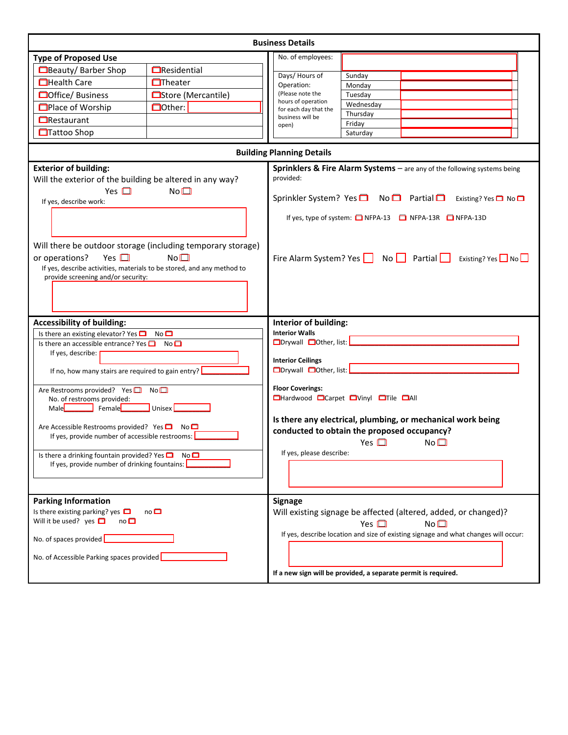## Business Details

### Type of Proposed Use

| | |
|---|---|
| ☐ Beauty/ Barber Shop | ☐ Residential |
| ☐ Health Care | ☐ Theater |
| ☐ Office/ Business | ☐ Store (Mercantile) |
| ☐ Place of Worship | ☐ Other: |
| ☐ Restaurant | |
| ☐ Tattoo Shop | |

No. of employees:

Days/ Hours of Operation:
(Please note the hours of operation for each day that the business will be open)

| Day | Hours |
|---|---|
| Sunday | |
| Monday | |
| Tuesday | |
| Wednesday | |
| Thursday | |
| Friday | |
| Saturday | |

## Building Planning Details

### Exterior of building:

Will the exterior of the building be altered in any way?

Yes ☐ No ☐

If yes, describe work:

Will there be outdoor storage (including temporary storage) or operations? Yes ☐ No ☐

If yes, describe activities, materials to be stored, and any method to provide screening and/or security:

### Sprinklers & Fire Alarm Systems – are any of the following systems being provided:

Sprinkler System? Yes ☐ No ☐ Partial ☐ Existing? Yes ☐ No ☐

If yes, type of system: ☐ NFPA-13 ☐ NFPA-13R ☐ NFPA-13D

Fire Alarm System? Yes ☐ No ☐ Partial ☐ Existing? Yes ☐ No ☐

### Accessibility of building:

Is there an existing elevator? Yes ☐ No ☐

Is there an accessible entrance? Yes ☐ No ☐

If yes, describe:

If no, how many stairs are required to gain entry?

Are Restrooms provided? Yes ☐ No ☐

No. of restrooms provided:

Male Female Unisex

Are Accessible Restrooms provided? Yes ☐ No ☐

If yes, provide number of accessible restrooms:

Is there a drinking fountain provided? Yes ☐ No ☐

If yes, provide number of drinking fountains:

### Interior of building:

**Interior Walls**

☐ Drywall ☐ Other, list:

**Interior Ceilings**

☐ Drywall ☐ Other, list:

**Floor Coverings:**

☐ Hardwood ☐ Carpet ☐ Vinyl ☐ Tile ☐ All

**Is there any electrical, plumbing, or mechanical work being conducted to obtain the proposed occupancy?**

Yes ☐ No ☐

If yes, please describe:

### Parking Information

Is there existing parking? yes ☐ no ☐

Will it be used? yes ☐ no ☐

No. of spaces provided

No. of Accessible Parking spaces provided

### Signage

Will existing signage be affected (altered, added, or changed)?

Yes ☐ No ☐

If yes, describe location and size of existing signage and what changes will occur:

**If a new sign will be provided, a separate permit is required.**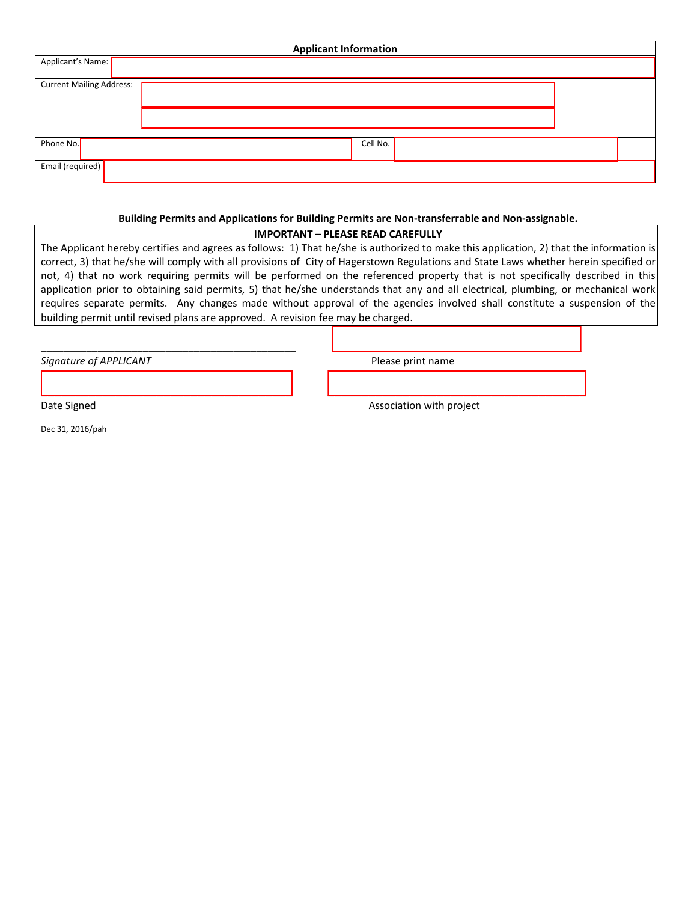| Applicant Information | | | |
|---|---|---|---|
| Applicant's Name: | | | |
| Current Mailing Address: | | | |
| | | | |
| Phone No. | | Cell No. | |
| Email (required) | | | |

**Building Permits and Applications for Building Permits are Non-transferrable and Non-assignable.**

**IMPORTANT – PLEASE READ CAREFULLY**

The Applicant hereby certifies and agrees as follows: 1) That he/she is authorized to make this application, 2) that the information is correct, 3) that he/she will comply with all provisions of City of Hagerstown Regulations and State Laws whether herein specified or not, 4) that no work requiring permits will be performed on the referenced property that is not specifically described in this application prior to obtaining said permits, 5) that he/she understands that any and all electrical, plumbing, or mechanical work requires separate permits. Any changes made without approval of the agencies involved shall constitute a suspension of the building permit until revised plans are approved. A revision fee may be charged.

_______________________________________________

*Signature of APPLICANT*

Please print name

_______________________________________________

Date Signed

_______________________________________________

Association with project

Dec 31, 2016/pah